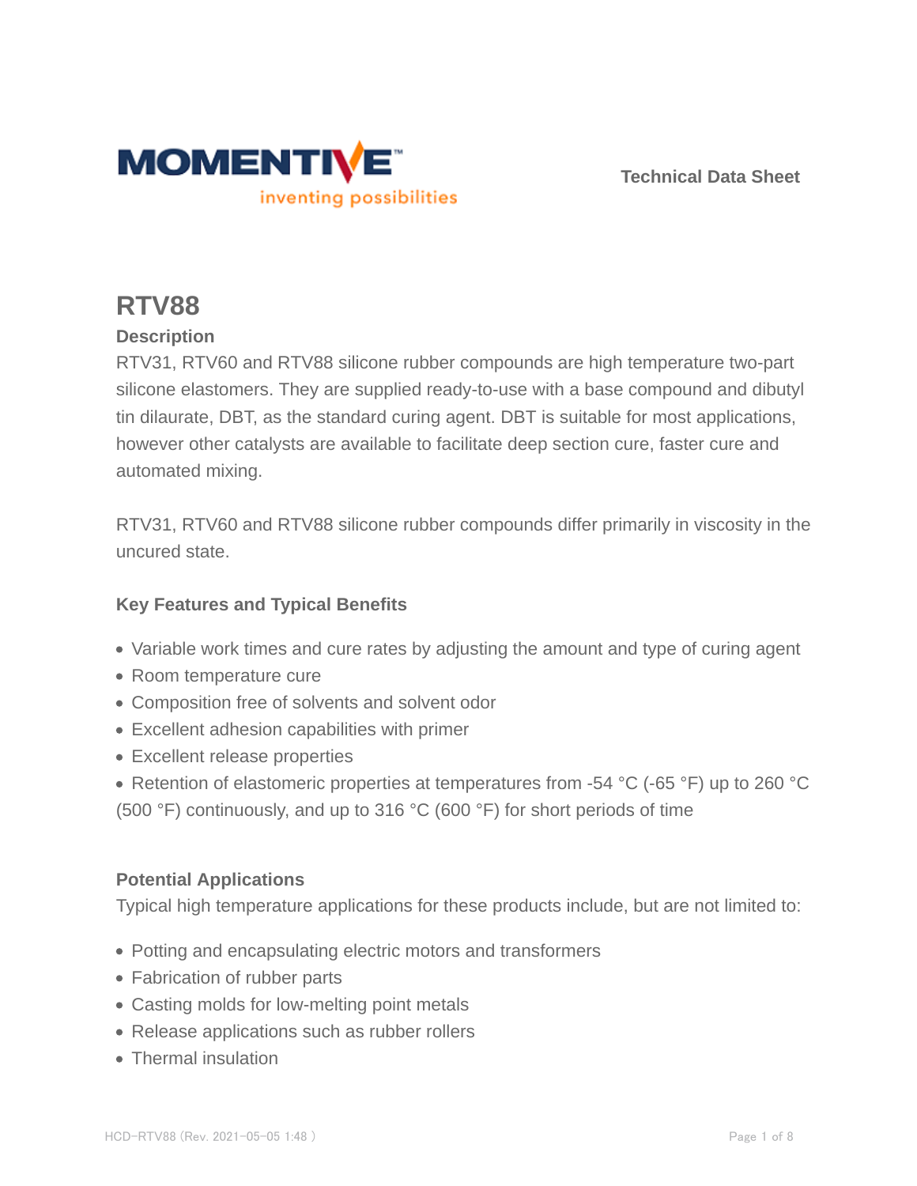Technical Data Sheet

# RTV88

## Description

RTV31, RTV60 and RTV88 silicone rubber compounds are high temperature two-part silicone elastomers. They are supplied ready-to-use with a base compound and dibutyl tin dilaurate, DBT, as the standard curing agent. DBT is suitable for most applications, however other catalysts are available to facilitate deep section cure, faster cure and automated mixing.

RTV31, RTV60 and RTV88 silicone rubber compounds differ primarily in viscosity in the uncured state.

### Key Features and Typical Benefits

- Variable work times and cure rates by adjusting the amount and type of curing agent
- Room temperature cure
- Composition free of solvents and solvent odor
- Excellent adhesion capabilities with primer
- Excellent release properties
- Retention of elastomeric properties at temperatures from -54 °C (-65 °F) up to 260 °C (500 °F) continuously, and up to 316 °C (600 °F) for short periods of time

### Potential Applications

Typical high temperature applications for these products include, but are not limited to:

- Potting and encapsulating electric motors and transformers
- Fabrication of rubber parts
- Casting molds for low-melting point metals
- Release applications such as rubber rollers
- Thermal insulation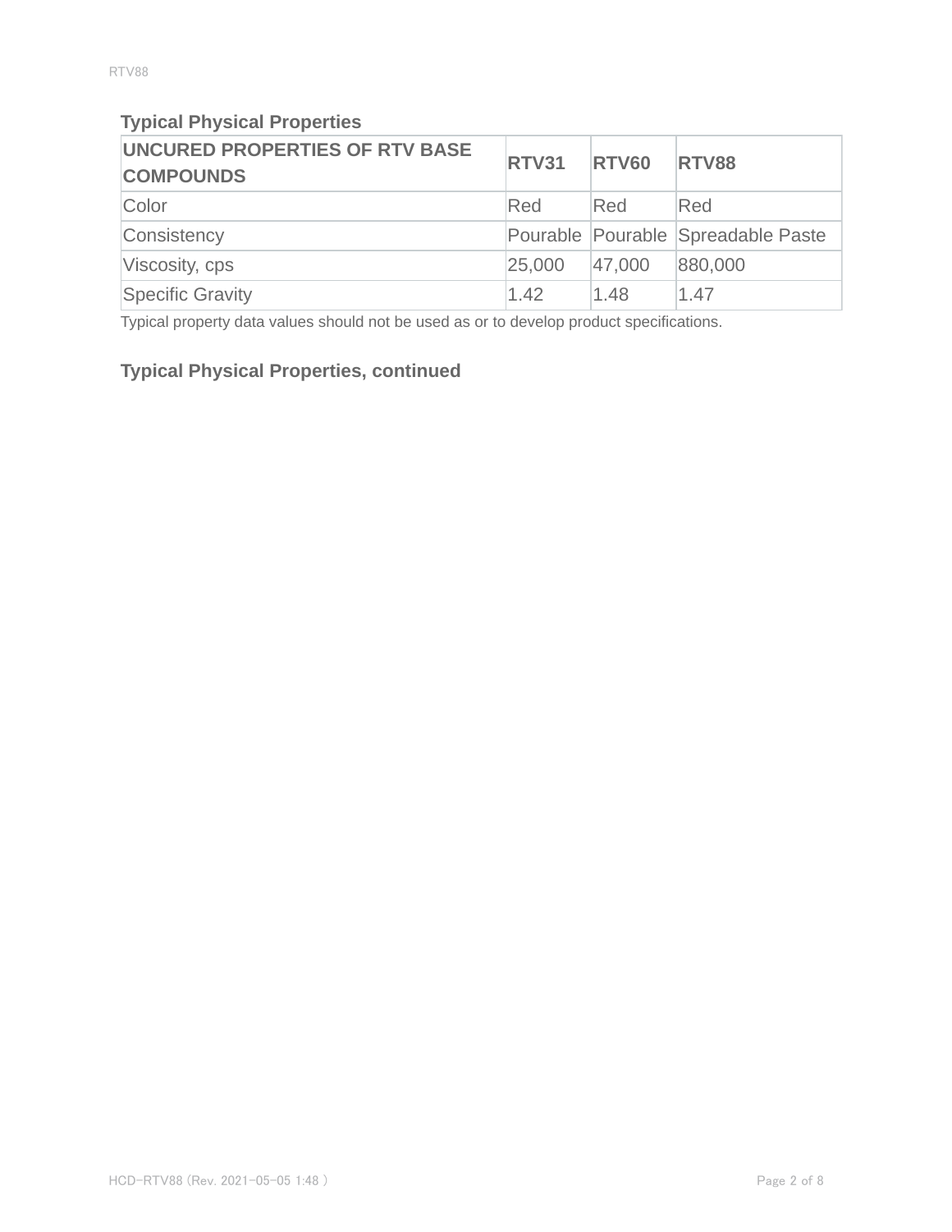### Typical Physical Properties

| UNCURED PROPERTIES OF RTV BASE COMPOUNDS | RTV31 | RTV60 | RTV88 |
|---|---|---|---|
| Color | Red | Red | Red |
| Consistency | Pourable | Pourable | Spreadable Paste |
| Viscosity, cps | 25,000 | 47,000 | 880,000 |
| Specific Gravity | 1.42 | 1.48 | 1.47 |

Typical property data values should not be used as or to develop product specifications.

### Typical Physical Properties, continued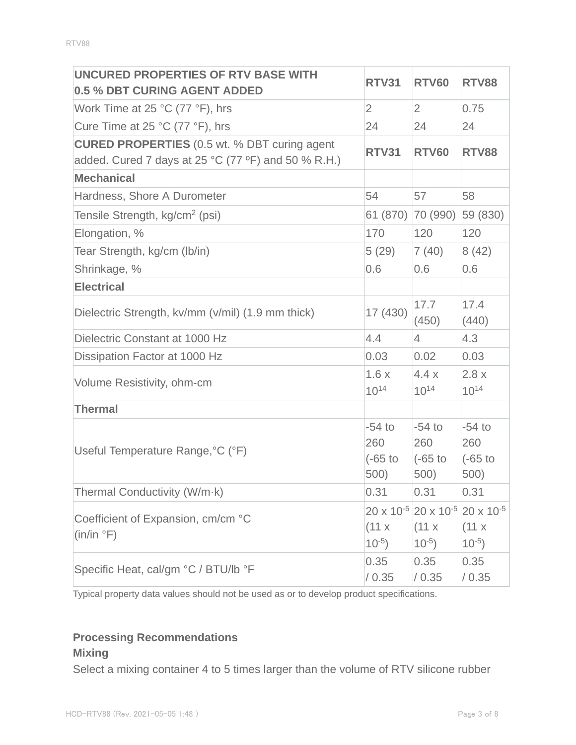| **UNCURED PROPERTIES OF RTV BASE WITH 0.5 % DBT CURING AGENT ADDED** | **RTV31** | **RTV60** | **RTV88** |
|---|---|---|---|
| Work Time at 25 °C (77 °F), hrs | 2 | 2 | 0.75 |
| Cure Time at 25 °C (77 °F), hrs | 24 | 24 | 24 |
| **CURED PROPERTIES** (0.5 wt. % DBT curing agent added. Cured 7 days at 25 °C (77 ºF) and 50 % R.H.) | **RTV31** | **RTV60** | **RTV88** |
| **Mechanical** | | | |
| Hardness, Shore A Durometer | 54 | 57 | 58 |
| Tensile Strength, $kg/cm^2$ (psi) | 61 (870) | 70 (990) | 59 (830) |
| Elongation, % | 170 | 120 | 120 |
| Tear Strength, kg/cm (lb/in) | 5 (29) | 7 (40) | 8 (42) |
| Shrinkage, % | 0.6 | 0.6 | 0.6 |
| **Electrical** | | | |
| Dielectric Strength, kv/mm (v/mil) (1.9 mm thick) | 17 (430) | 17.7 (450) | 17.4 (440) |
| Dielectric Constant at 1000 Hz | 4.4 | 4 | 4.3 |
| Dissipation Factor at 1000 Hz | 0.03 | 0.02 | 0.03 |
| Volume Resistivity, ohm-cm | $1.6 \times 10^{14}$ | $4.4 \times 10^{14}$ | $2.8 \times 10^{14}$ |
| **Thermal** | | | |
| Useful Temperature Range,°C (°F) | -54 to 260 (-65 to 500) | -54 to 260 (-65 to 500) | -54 to 260 (-65 to 500) |
| Thermal Conductivity (W/m·k) | 0.31 | 0.31 | 0.31 |
| Coefficient of Expansion, cm/cm °C (in/in °F) | $20 \times 10^{-5}$ ($11 \times 10^{-5}$) | $20 \times 10^{-5}$ ($11 \times 10^{-5}$) | $20 \times 10^{-5}$ ($11 \times 10^{-5}$) |
| Specific Heat, cal/gm °C / BTU/lb °F | 0.35 / 0.35 | 0.35 / 0.35 | 0.35 / 0.35 |

Typical property data values should not be used as or to develop product specifications.

### Processing Recommendations

#### Mixing

Select a mixing container 4 to 5 times larger than the volume of RTV silicone rubber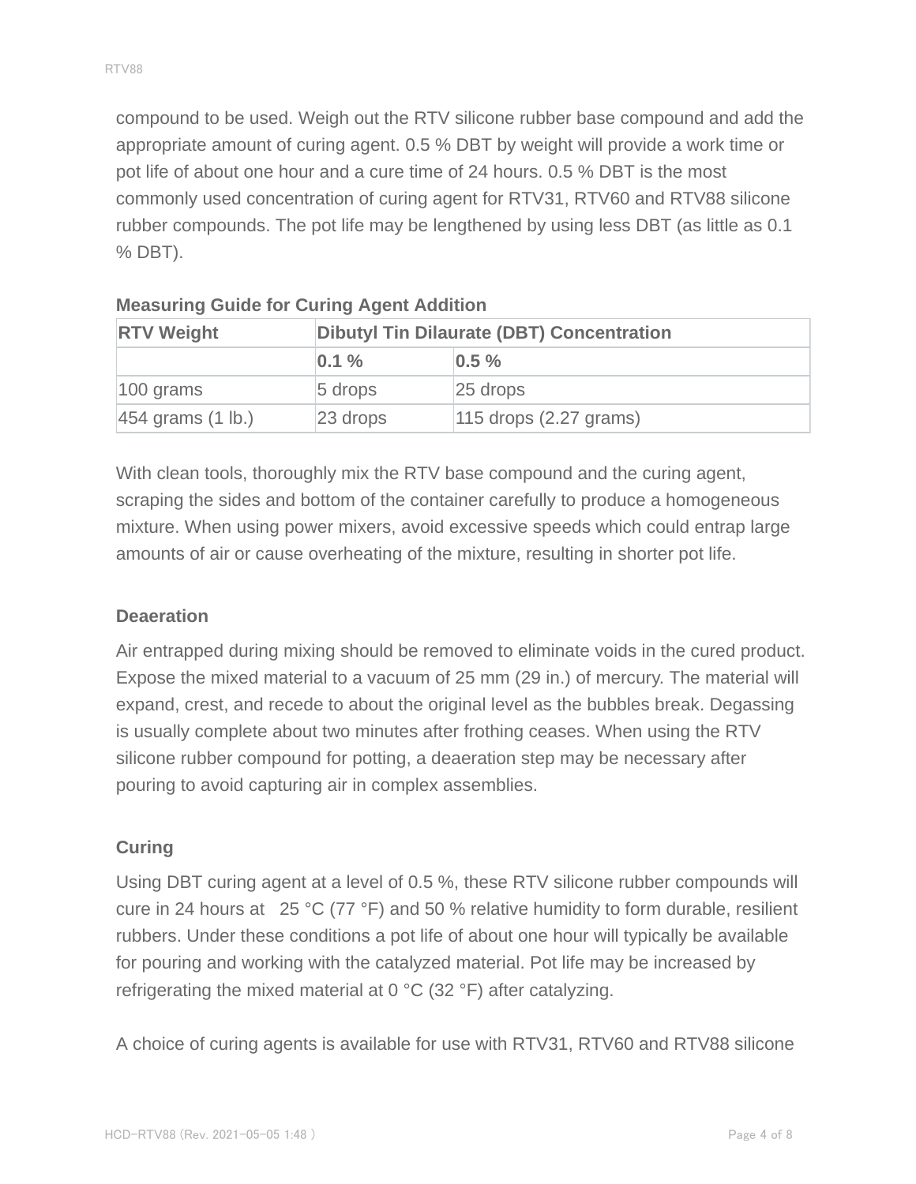compound to be used. Weigh out the RTV silicone rubber base compound and add the appropriate amount of curing agent. 0.5 % DBT by weight will provide a work time or pot life of about one hour and a cure time of 24 hours. 0.5 % DBT is the most commonly used concentration of curing agent for RTV31, RTV60 and RTV88 silicone rubber compounds. The pot life may be lengthened by using less DBT (as little as 0.1 % DBT).

**Measuring Guide for Curing Agent Addition**

| RTV Weight | Dibutyl Tin Dilaurate (DBT) Concentration | |
|---|---|---|
| | 0.1 % | 0.5 % |
| 100 grams | 5 drops | 25 drops |
| 454 grams (1 lb.) | 23 drops | 115 drops (2.27 grams) |

With clean tools, thoroughly mix the RTV base compound and the curing agent, scraping the sides and bottom of the container carefully to produce a homogeneous mixture. When using power mixers, avoid excessive speeds which could entrap large amounts of air or cause overheating of the mixture, resulting in shorter pot life.

### Deaeration

Air entrapped during mixing should be removed to eliminate voids in the cured product. Expose the mixed material to a vacuum of 25 mm (29 in.) of mercury. The material will expand, crest, and recede to about the original level as the bubbles break. Degassing is usually complete about two minutes after frothing ceases. When using the RTV silicone rubber compound for potting, a deaeration step may be necessary after pouring to avoid capturing air in complex assemblies.

### Curing

Using DBT curing agent at a level of 0.5 %, these RTV silicone rubber compounds will cure in 24 hours at 25 °C (77 °F) and 50 % relative humidity to form durable, resilient rubbers. Under these conditions a pot life of about one hour will typically be available for pouring and working with the catalyzed material. Pot life may be increased by refrigerating the mixed material at 0 °C (32 °F) after catalyzing.

A choice of curing agents is available for use with RTV31, RTV60 and RTV88 silicone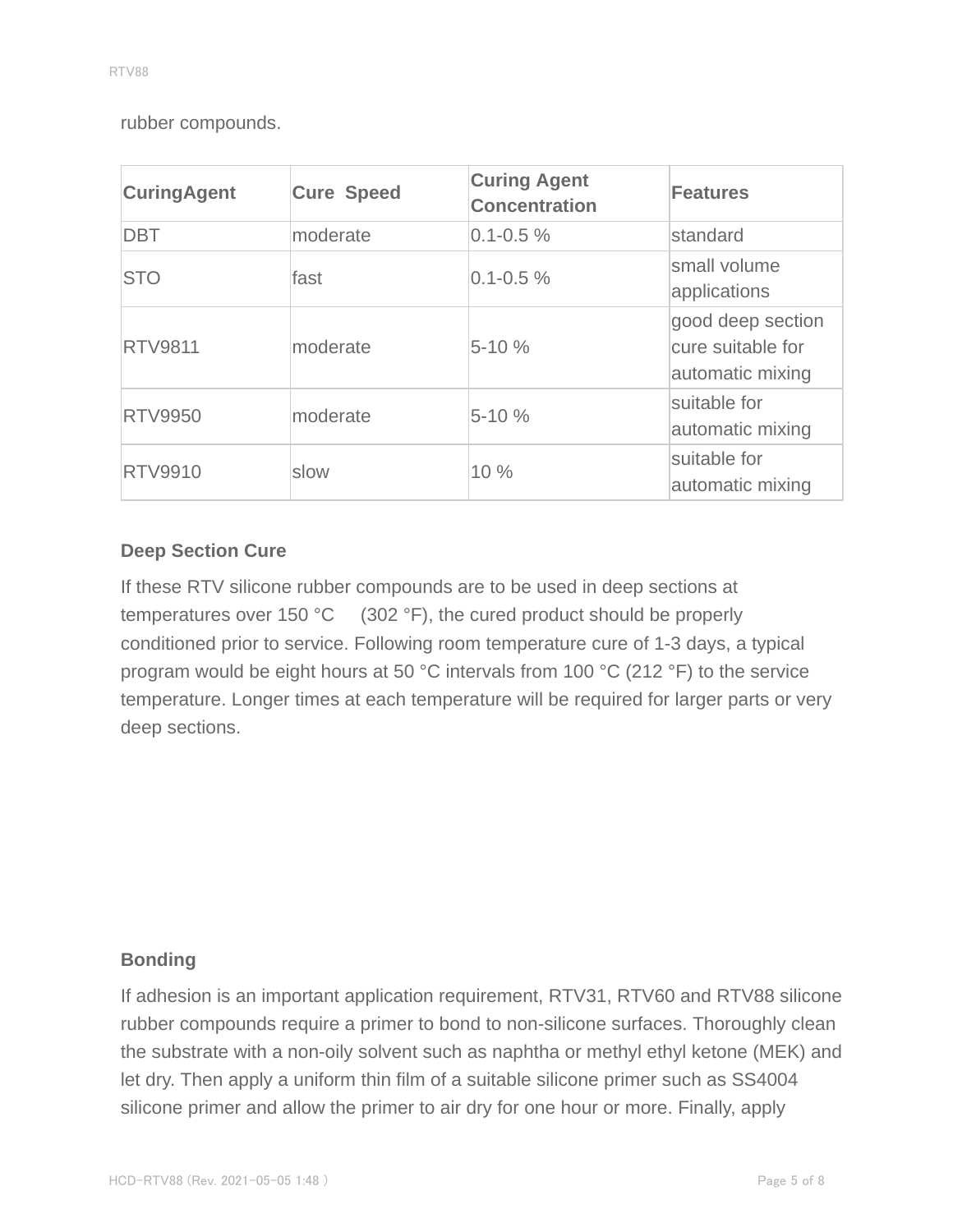rubber compounds.

| CuringAgent | Cure Speed | Curing Agent Concentration | Features |
| --- | --- | --- | --- |
| DBT | moderate | 0.1-0.5 % | standard |
| STO | fast | 0.1-0.5 % | small volume applications |
| RTV9811 | moderate | 5-10 % | good deep section cure suitable for automatic mixing |
| RTV9950 | moderate | 5-10 % | suitable for automatic mixing |
| RTV9910 | slow | 10 % | suitable for automatic mixing |

### Deep Section Cure

If these RTV silicone rubber compounds are to be used in deep sections at temperatures over 150 °C (302 °F), the cured product should be properly conditioned prior to service. Following room temperature cure of 1-3 days, a typical program would be eight hours at 50 °C intervals from 100 °C (212 °F) to the service temperature. Longer times at each temperature will be required for larger parts or very deep sections.

### Bonding

If adhesion is an important application requirement, RTV31, RTV60 and RTV88 silicone rubber compounds require a primer to bond to non-silicone surfaces. Thoroughly clean the substrate with a non-oily solvent such as naphtha or methyl ethyl ketone (MEK) and let dry. Then apply a uniform thin film of a suitable silicone primer such as SS4004 silicone primer and allow the primer to air dry for one hour or more. Finally, apply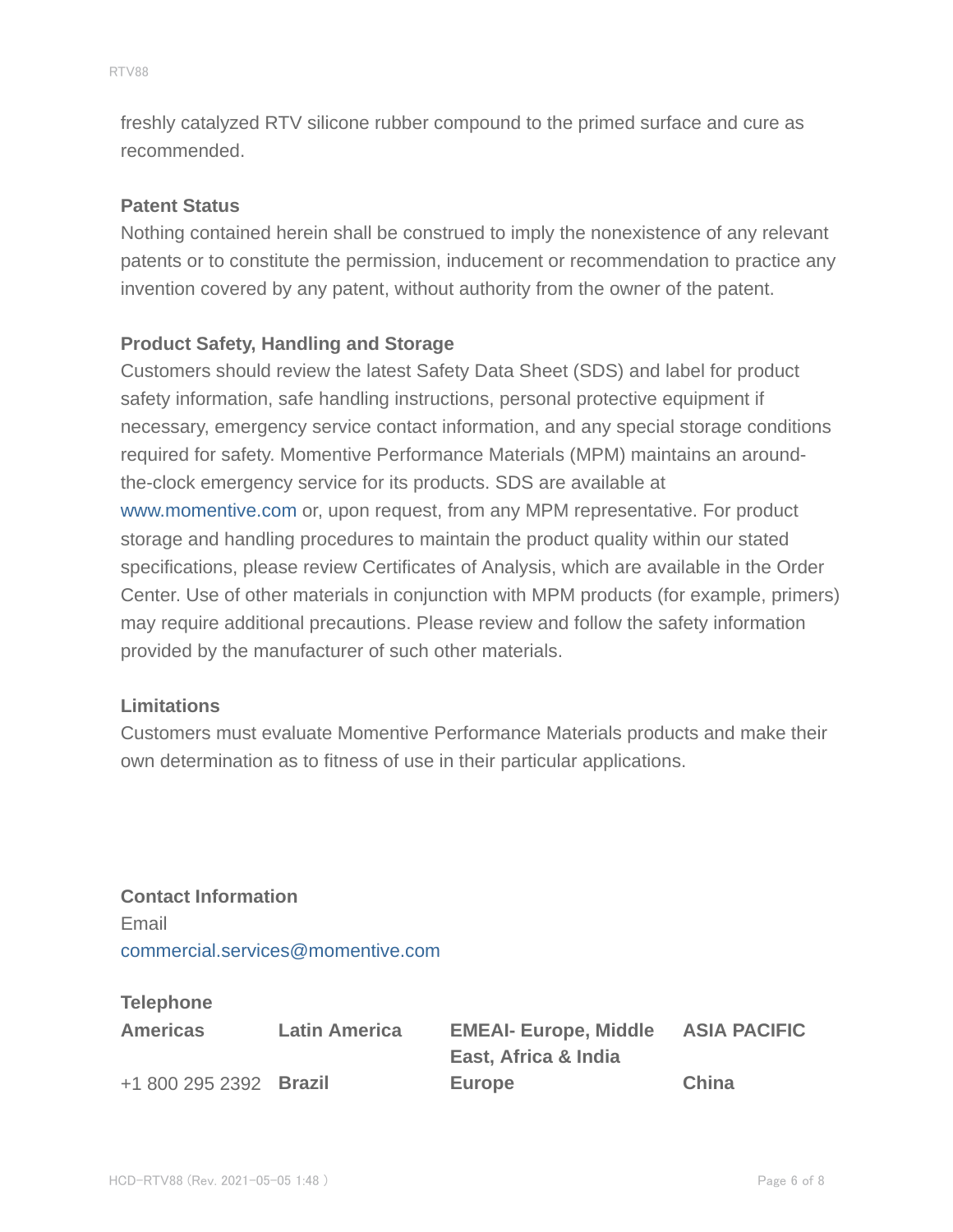freshly catalyzed RTV silicone rubber compound to the primed surface and cure as recommended.

### Patent Status

Nothing contained herein shall be construed to imply the nonexistence of any relevant patents or to constitute the permission, inducement or recommendation to practice any invention covered by any patent, without authority from the owner of the patent.

### Product Safety, Handling and Storage

Customers should review the latest Safety Data Sheet (SDS) and label for product safety information, safe handling instructions, personal protective equipment if necessary, emergency service contact information, and any special storage conditions required for safety. Momentive Performance Materials (MPM) maintains an around-the-clock emergency service for its products. SDS are available at www.momentive.com or, upon request, from any MPM representative. For product storage and handling procedures to maintain the product quality within our stated specifications, please review Certificates of Analysis, which are available in the Order Center. Use of other materials in conjunction with MPM products (for example, primers) may require additional precautions. Please review and follow the safety information provided by the manufacturer of such other materials.

### Limitations

Customers must evaluate Momentive Performance Materials products and make their own determination as to fitness of use in their particular applications.

### Contact Information

Email

commercial.services@momentive.com

**Telephone**

| **Americas** | **Latin America** | **EMEAI- Europe, Middle East, Africa & India** | **ASIA PACIFIC** |
|---|---|---|---|
| +1 800 295 2392 | **Brazil** | **Europe** | **China** |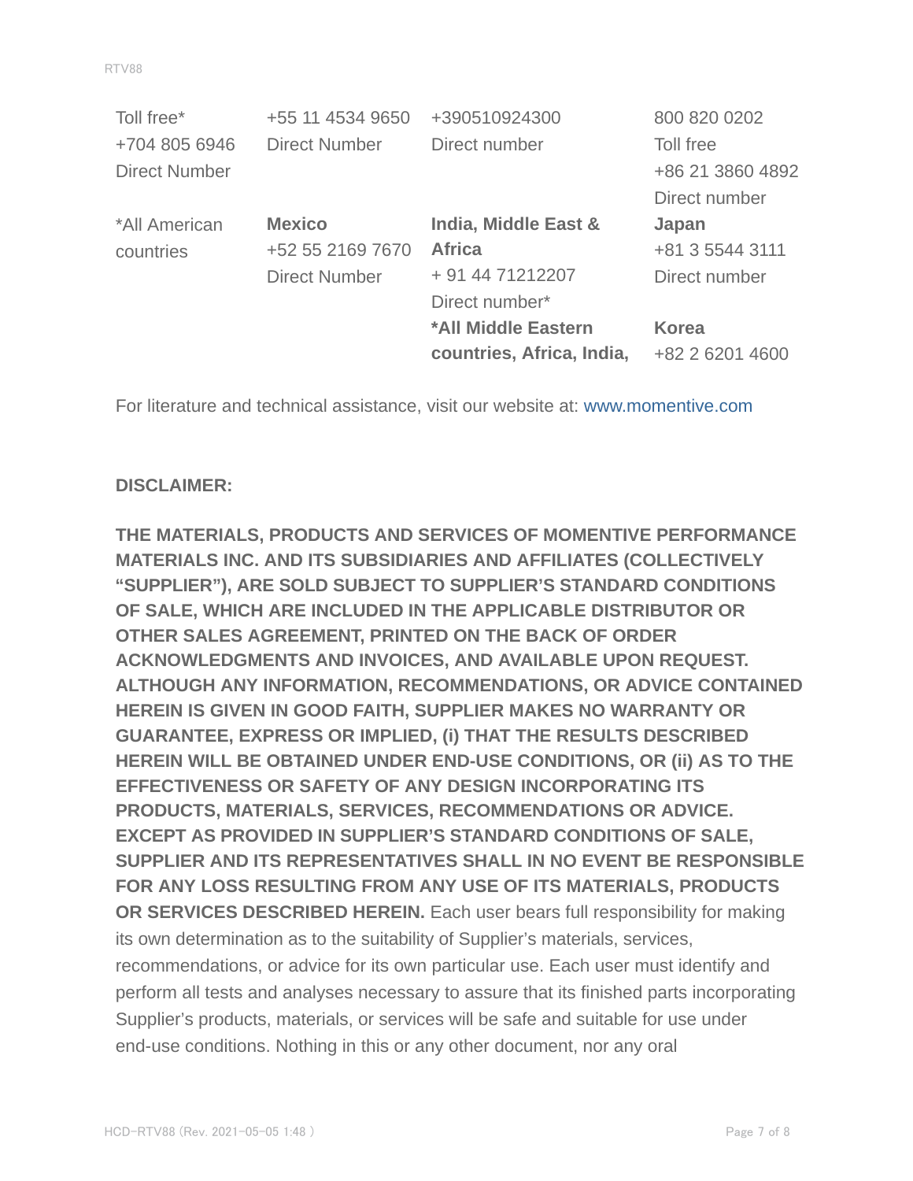| | | | |
|---|---|---|---|
| Toll free*<br>+704 805 6946<br>Direct Number | +55 11 4534 9650<br>Direct Number | +390510924300<br>Direct number | 800 820 0202<br>Toll free<br>+86 21 3860 4892<br>Direct number |
| *All American countries | **Mexico**<br>+52 55 2169 7670<br>Direct Number | **India, Middle East & Africa**<br>+ 91 44 71212207<br>Direct number*<br>**\*All Middle Eastern countries, Africa, India,** | **Japan**<br>+81 3 5544 3111<br>Direct number<br>**Korea**<br>+82 2 6201 4600 |

For literature and technical assistance, visit our website at: www.momentive.com

**DISCLAIMER:**

**THE MATERIALS, PRODUCTS AND SERVICES OF MOMENTIVE PERFORMANCE MATERIALS INC. AND ITS SUBSIDIARIES AND AFFILIATES (COLLECTIVELY "SUPPLIER"), ARE SOLD SUBJECT TO SUPPLIER'S STANDARD CONDITIONS OF SALE, WHICH ARE INCLUDED IN THE APPLICABLE DISTRIBUTOR OR OTHER SALES AGREEMENT, PRINTED ON THE BACK OF ORDER ACKNOWLEDGMENTS AND INVOICES, AND AVAILABLE UPON REQUEST. ALTHOUGH ANY INFORMATION, RECOMMENDATIONS, OR ADVICE CONTAINED HEREIN IS GIVEN IN GOOD FAITH, SUPPLIER MAKES NO WARRANTY OR GUARANTEE, EXPRESS OR IMPLIED, (i) THAT THE RESULTS DESCRIBED HEREIN WILL BE OBTAINED UNDER END-USE CONDITIONS, OR (ii) AS TO THE EFFECTIVENESS OR SAFETY OF ANY DESIGN INCORPORATING ITS PRODUCTS, MATERIALS, SERVICES, RECOMMENDATIONS OR ADVICE. EXCEPT AS PROVIDED IN SUPPLIER'S STANDARD CONDITIONS OF SALE, SUPPLIER AND ITS REPRESENTATIVES SHALL IN NO EVENT BE RESPONSIBLE FOR ANY LOSS RESULTING FROM ANY USE OF ITS MATERIALS, PRODUCTS OR SERVICES DESCRIBED HEREIN.** Each user bears full responsibility for making its own determination as to the suitability of Supplier's materials, services, recommendations, or advice for its own particular use. Each user must identify and perform all tests and analyses necessary to assure that its finished parts incorporating Supplier's products, materials, or services will be safe and suitable for use under end-use conditions. Nothing in this or any other document, nor any oral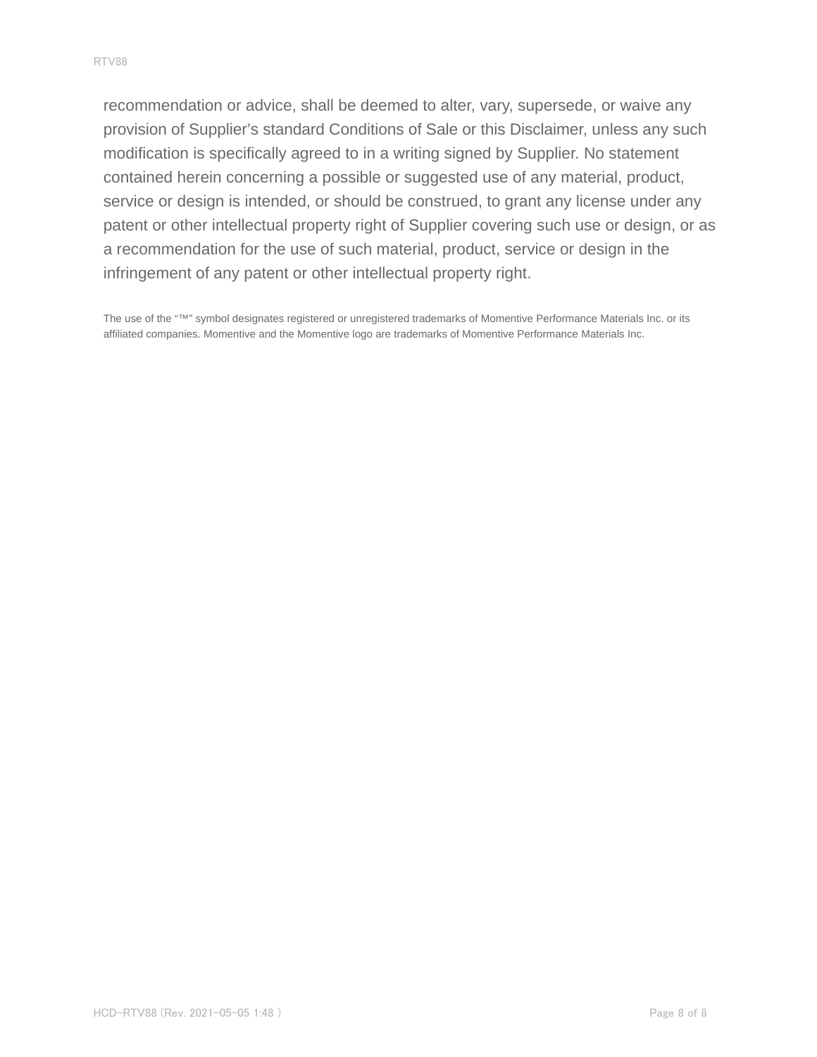recommendation or advice, shall be deemed to alter, vary, supersede, or waive any provision of Supplier's standard Conditions of Sale or this Disclaimer, unless any such modification is specifically agreed to in a writing signed by Supplier. No statement contained herein concerning a possible or suggested use of any material, product, service or design is intended, or should be construed, to grant any license under any patent or other intellectual property right of Supplier covering such use or design, or as a recommendation for the use of such material, product, service or design in the infringement of any patent or other intellectual property right.

The use of the "™" symbol designates registered or unregistered trademarks of Momentive Performance Materials Inc. or its affiliated companies. Momentive and the Momentive logo are trademarks of Momentive Performance Materials Inc.